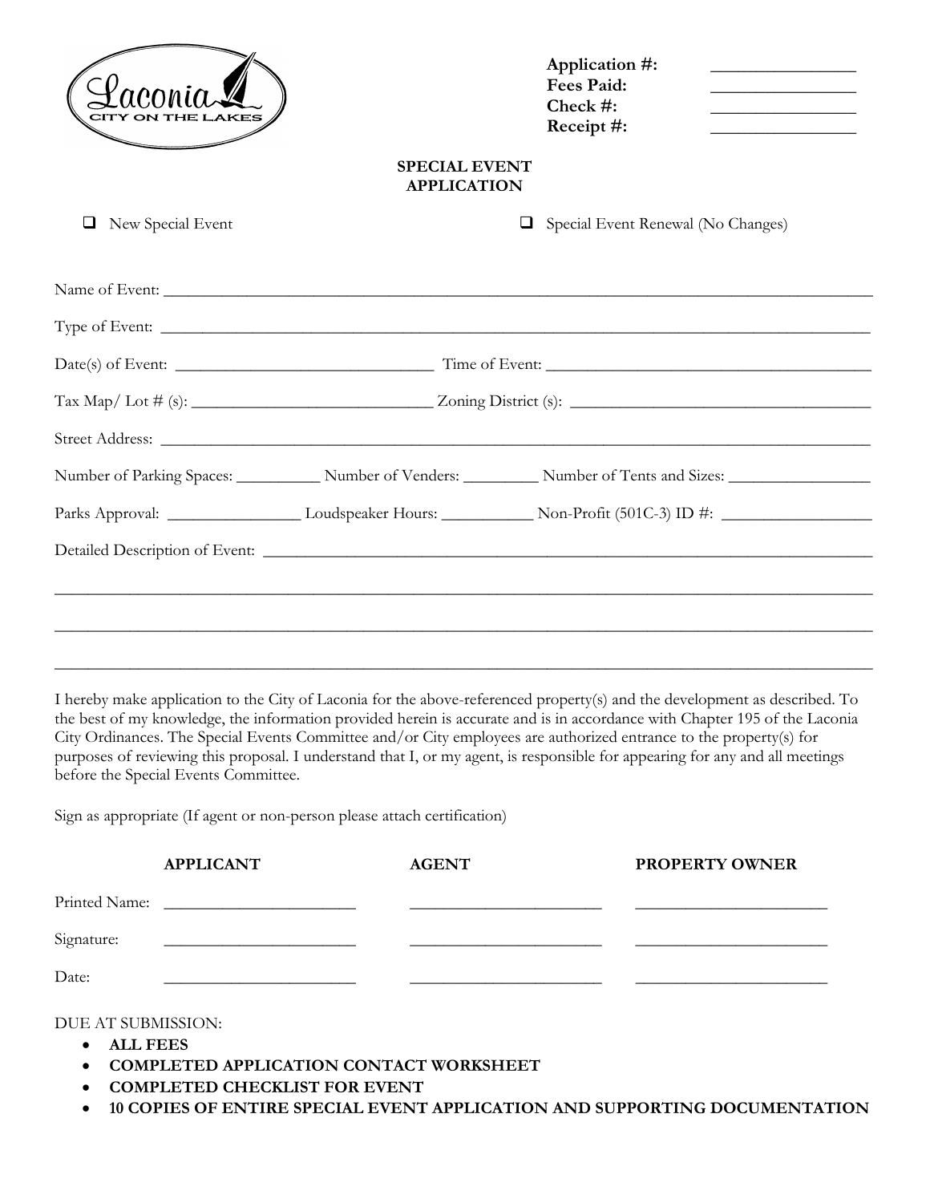Laconia
CITY ON THE LAKES

**Application #:** ________________
**Fees Paid:** ________________
**Check #:** ________________
**Receipt #:** ________________

## SPECIAL EVENT APPLICATION

☐ New Special Event ☐ Special Event Renewal (No Changes)

Name of Event: ____________________________________________________________

Type of Event: ____________________________________________________________

Date(s) of Event: ______________________ Time of Event: ______________________

Tax Map/ Lot # (s): ______________________ Zoning District (s): ______________________

Street Address: ____________________________________________________________

Number of Parking Spaces: __________ Number of Venders: _________ Number of Tents and Sizes: _________________

Parks Approval: ________________ Loudspeaker Hours: ___________ Non-Profit (501C-3) ID #: __________________

Detailed Description of Event: ______________________________________________________

____________________________________________________________________________

____________________________________________________________________________

____________________________________________________________________________

I hereby make application to the City of Laconia for the above-referenced property(s) and the development as described. To the best of my knowledge, the information provided herein is accurate and is in accordance with Chapter 195 of the Laconia City Ordinances. The Special Events Committee and/or City employees are authorized entrance to the property(s) for purposes of reviewing this proposal. I understand that I, or my agent, is responsible for appearing for any and all meetings before the Special Events Committee.

Sign as appropriate (If agent or non-person please attach certification)

| | **APPLICANT** | **AGENT** | **PROPERTY OWNER** |
|---|---|---|---|
| Printed Name: | ____________________ | ____________________ | ____________________ |
| Signature: | ____________________ | ____________________ | ____________________ |
| Date: | ____________________ | ____________________ | ____________________ |

DUE AT SUBMISSION:

- **ALL FEES**
- **COMPLETED APPLICATION CONTACT WORKSHEET**
- **COMPLETED CHECKLIST FOR EVENT**
- **10 COPIES OF ENTIRE SPECIAL EVENT APPLICATION AND SUPPORTING DOCUMENTATION**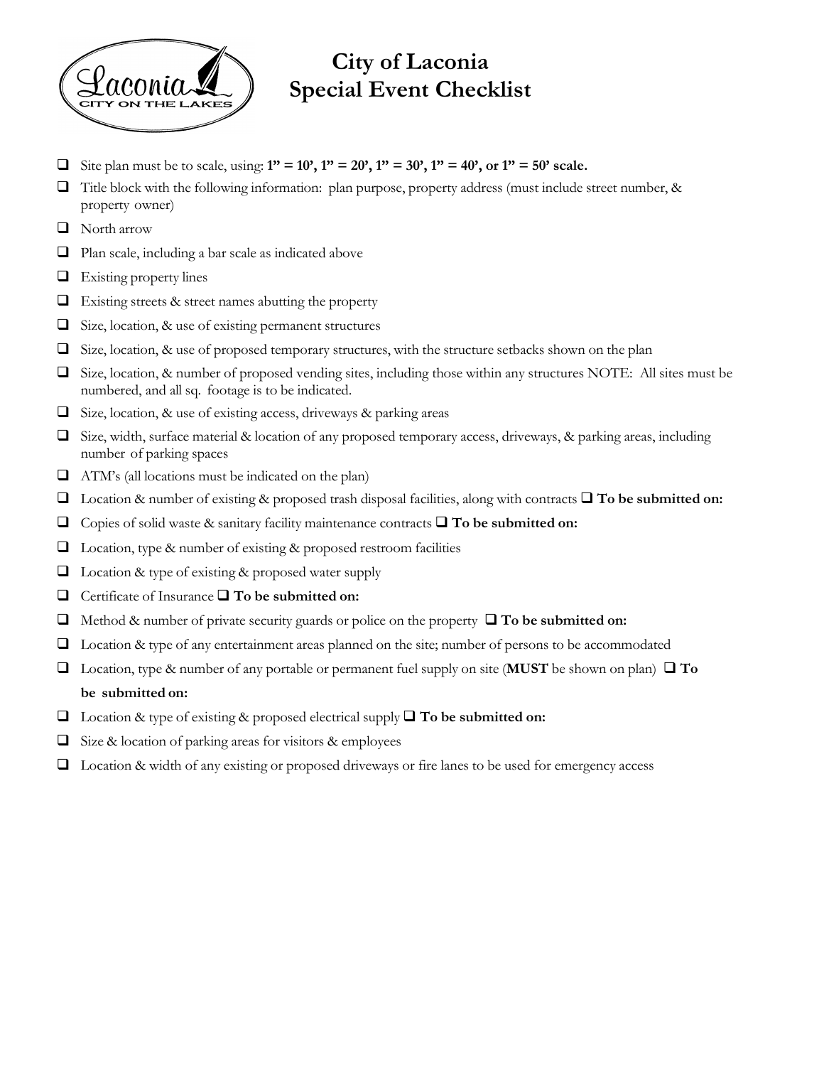# City of Laconia
# Special Event Checklist

- ❑ Site plan must be to scale, using: **1" = 10', 1" = 20', 1" = 30', 1" = 40', or 1" = 50' scale.**
- ❑ Title block with the following information: plan purpose, property address (must include street number, & property owner)
- ❑ North arrow
- ❑ Plan scale, including a bar scale as indicated above
- ❑ Existing property lines
- ❑ Existing streets & street names abutting the property
- ❑ Size, location, & use of existing permanent structures
- ❑ Size, location, & use of proposed temporary structures, with the structure setbacks shown on the plan
- ❑ Size, location, & number of proposed vending sites, including those within any structures NOTE: All sites must be numbered, and all sq. footage is to be indicated.
- ❑ Size, location, & use of existing access, driveways & parking areas
- ❑ Size, width, surface material & location of any proposed temporary access, driveways, & parking areas, including number of parking spaces
- ❑ ATM's (all locations must be indicated on the plan)
- ❑ Location & number of existing & proposed trash disposal facilities, along with contracts ❑ **To be submitted on:**
- ❑ Copies of solid waste & sanitary facility maintenance contracts ❑ **To be submitted on:**
- ❑ Location, type & number of existing & proposed restroom facilities
- ❑ Location & type of existing & proposed water supply
- ❑ Certificate of Insurance ❑ **To be submitted on:**
- ❑ Method & number of private security guards or police on the property ❑ **To be submitted on:**
- ❑ Location & type of any entertainment areas planned on the site; number of persons to be accommodated
- ❑ Location, type & number of any portable or permanent fuel supply on site (**MUST** be shown on plan) ❑ **To be submitted on:**
- ❑ Location & type of existing & proposed electrical supply ❑ **To be submitted on:**
- ❑ Size & location of parking areas for visitors & employees
- ❑ Location & width of any existing or proposed driveways or fire lanes to be used for emergency access